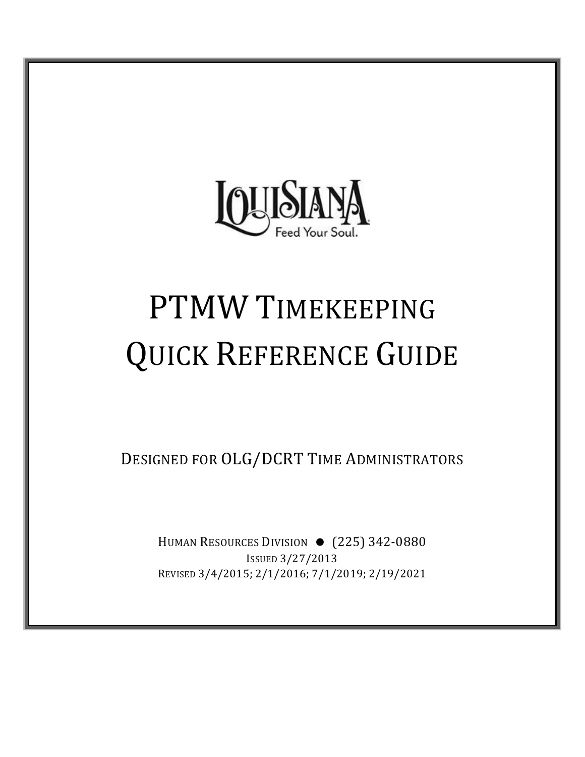LOUISIANA
Feed Your Soul.

# PTMW Timekeeping Quick Reference Guide

Designed for OLG/DCRT Time Administrators

Human Resources Division ● (225) 342-0880

Issued 3/27/2013

Revised 3/4/2015; 2/1/2016; 7/1/2019; 2/19/2021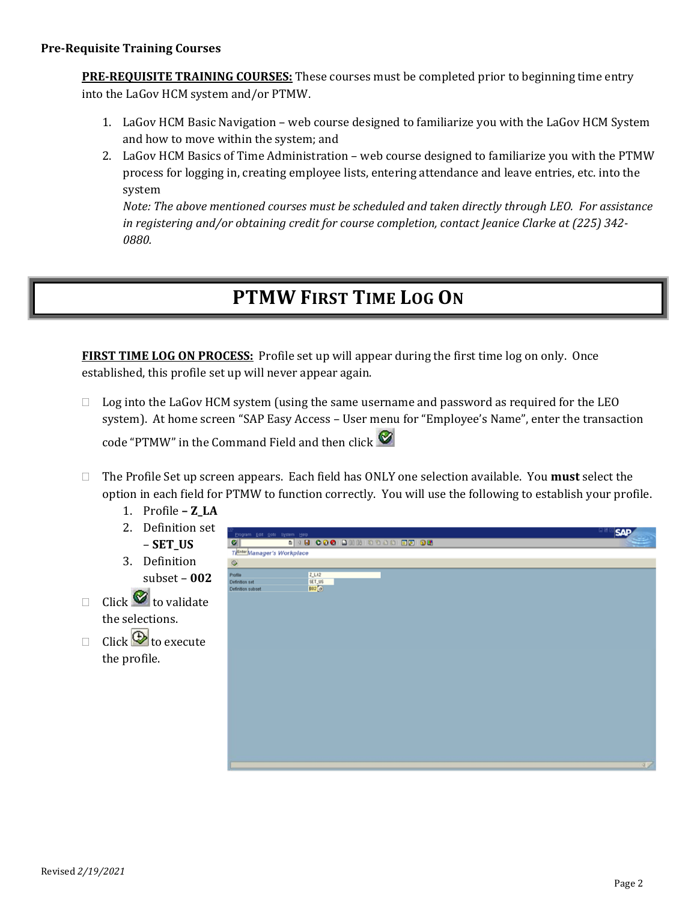**Pre-Requisite Training Courses**

**PRE-REQUISITE TRAINING COURSES:** These courses must be completed prior to beginning time entry into the LaGov HCM system and/or PTMW.

1. LaGov HCM Basic Navigation – web course designed to familiarize you with the LaGov HCM System and how to move within the system; and
2. LaGov HCM Basics of Time Administration – web course designed to familiarize you with the PTMW process for logging in, creating employee lists, entering attendance and leave entries, etc. into the system
   *Note: The above mentioned courses must be scheduled and taken directly through LEO. For assistance in registering and/or obtaining credit for course completion, contact Jeanice Clarke at (225) 342-0880.*

# PTMW First Time Log On

**FIRST TIME LOG ON PROCESS:** Profile set up will appear during the first time log on only. Once established, this profile set up will never appear again.

- Log into the LaGov HCM system (using the same username and password as required for the LEO system). At home screen "SAP Easy Access – User menu for "Employee's Name", enter the transaction code "PTMW" in the Command Field and then click
- The Profile Set up screen appears. Each field has ONLY one selection available. You **must** select the option in each field for PTMW to function correctly. You will use the following to establish your profile.
  1. Profile **– Z_LA**
  2. Definition set – **SET_US**
  3. Definition subset – **002**
- Click to validate the selections.
- Click to execute the profile.

Revised *2/19/2021*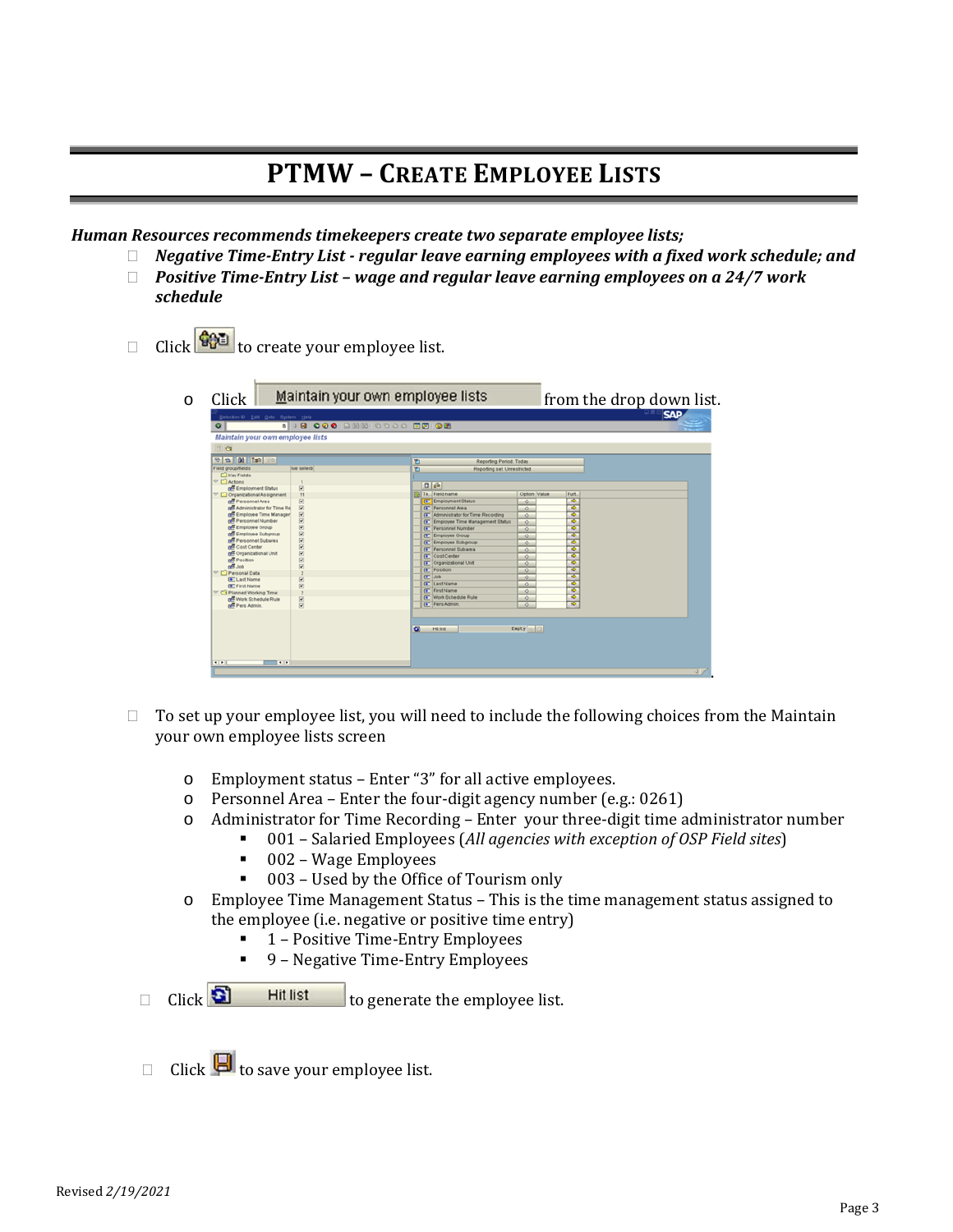# PTMW – Create Employee Lists

***Human Resources recommends timekeepers create two separate employee lists;***

- ***Negative Time-Entry List - regular leave earning employees with a fixed work schedule; and***
- ***Positive Time-Entry List – wage and regular leave earning employees on a 24/7 work schedule***

- Click to create your employee list.
  - Click Maintain your own employee lists from the drop down list.

- To set up your employee list, you will need to include the following choices from the Maintain your own employee lists screen
  - Employment status – Enter "3" for all active employees.
  - Personnel Area – Enter the four-digit agency number (e.g.: 0261)
  - Administrator for Time Recording – Enter your three-digit time administrator number
    - 001 – Salaried Employees (*All agencies with exception of OSP Field sites*)
    - 002 – Wage Employees
    - 003 – Used by the Office of Tourism only
  - Employee Time Management Status – This is the time management status assigned to the employee (i.e. negative or positive time entry)
    - 1 – Positive Time-Entry Employees
    - 9 – Negative Time-Entry Employees

- Click Hit list to generate the employee list.

- Click to save your employee list.

Revised *2/19/2021*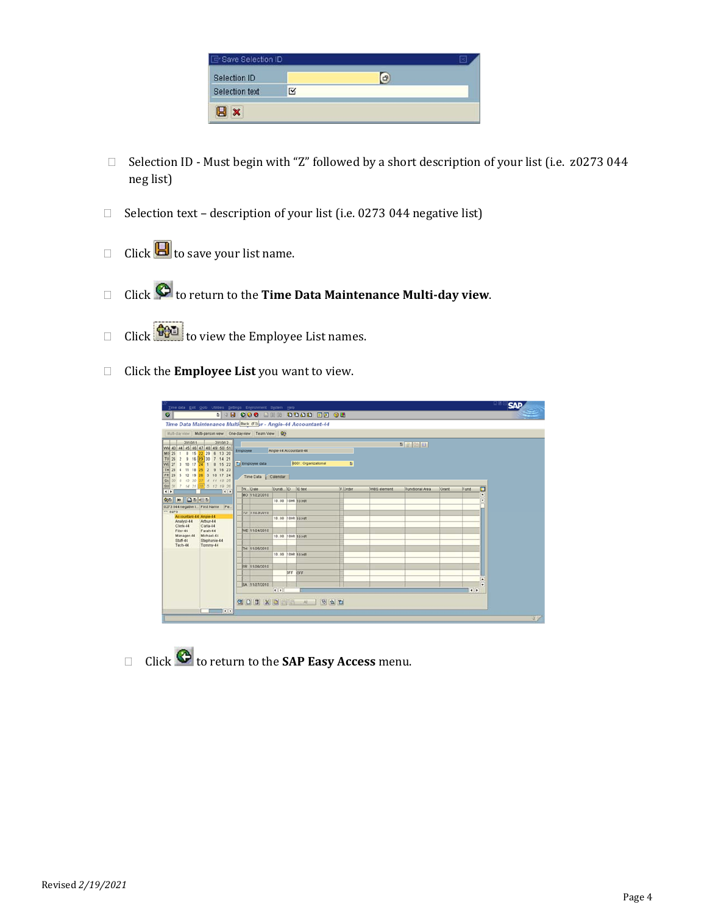- Selection ID - Must begin with “Z” followed by a short description of your list (i.e. z0273 044 neg list)
- Selection text – description of your list (i.e. 0273 044 negative list)
- Click to save your list name.
- Click to return to the **Time Data Maintenance Multi-day view**.
- Click to view the Employee List names.
- Click the **Employee List** you want to view.

- Click to return to the **SAP Easy Access** menu.

Revised *2/19/2021*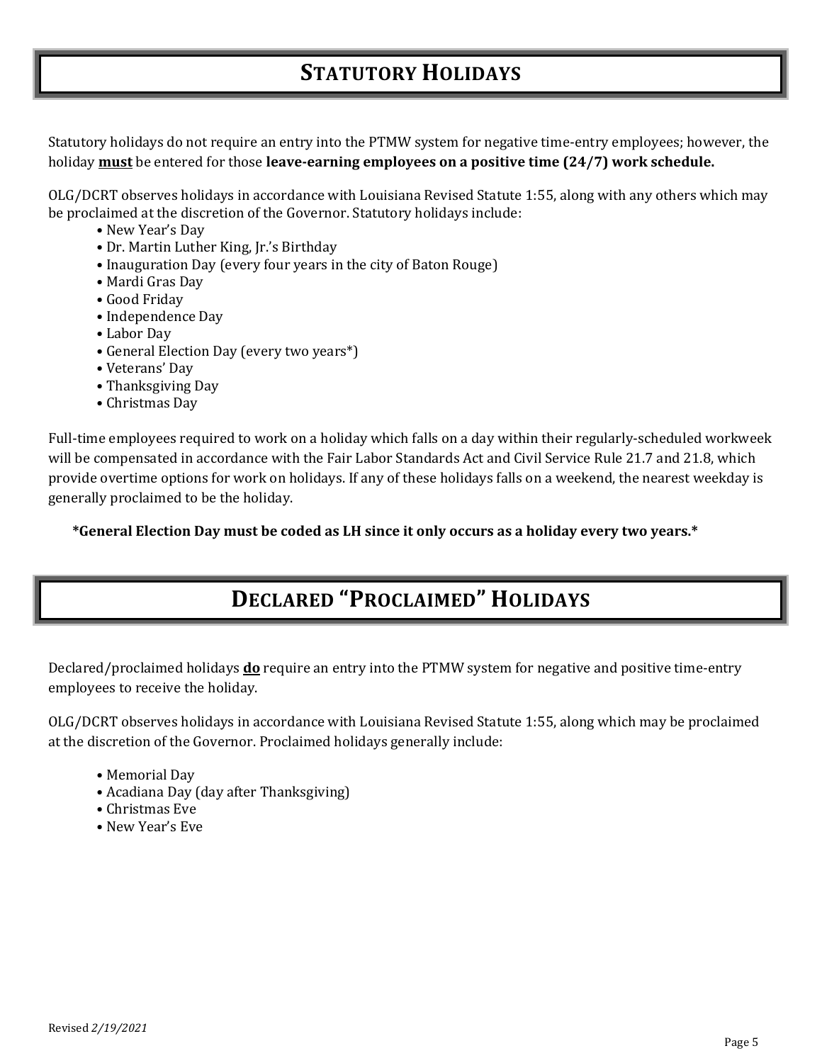## STATUTORY HOLIDAYS

Statutory holidays do not require an entry into the PTMW system for negative time-entry employees; however, the holiday **must** be entered for those **leave-earning employees on a positive time (24/7) work schedule.**

OLG/DCRT observes holidays in accordance with Louisiana Revised Statute 1:55, along with any others which may be proclaimed at the discretion of the Governor. Statutory holidays include:

- New Year's Day
- Dr. Martin Luther King, Jr.'s Birthday
- Inauguration Day (every four years in the city of Baton Rouge)
- Mardi Gras Day
- Good Friday
- Independence Day
- Labor Day
- General Election Day (every two years*)
- Veterans' Day
- Thanksgiving Day
- Christmas Day

Full-time employees required to work on a holiday which falls on a day within their regularly-scheduled workweek will be compensated in accordance with the Fair Labor Standards Act and Civil Service Rule 21.7 and 21.8, which provide overtime options for work on holidays. If any of these holidays falls on a weekend, the nearest weekday is generally proclaimed to be the holiday.

**\*General Election Day must be coded as LH since it only occurs as a holiday every two years.\***

## DECLARED "PROCLAIMED" HOLIDAYS

Declared/proclaimed holidays **do** require an entry into the PTMW system for negative and positive time-entry employees to receive the holiday.

OLG/DCRT observes holidays in accordance with Louisiana Revised Statute 1:55, along which may be proclaimed at the discretion of the Governor. Proclaimed holidays generally include:

- Memorial Day
- Acadiana Day (day after Thanksgiving)
- Christmas Eve
- New Year's Eve

Revised *2/19/2021*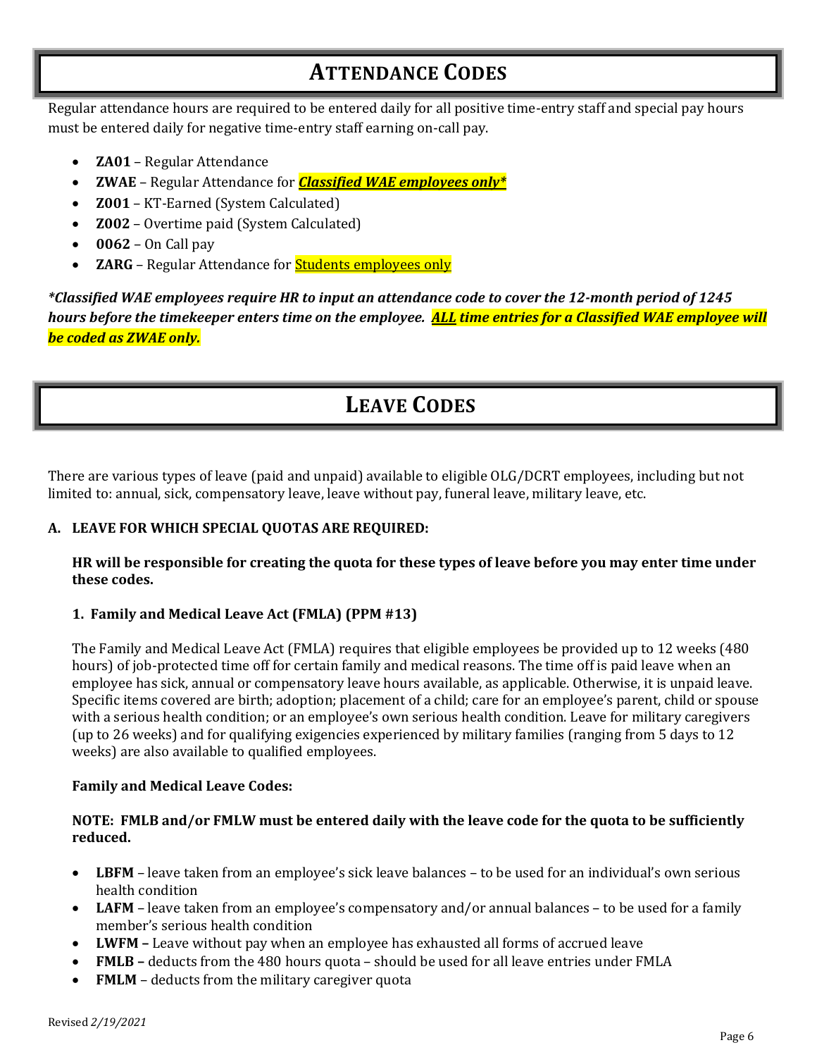# ATTENDANCE CODES

Regular attendance hours are required to be entered daily for all positive time-entry staff and special pay hours must be entered daily for negative time-entry staff earning on-call pay.

- **ZA01** – Regular Attendance
- **ZWAE** – Regular Attendance for ***Classified WAE employees only****
- **Z001** – KT-Earned (System Calculated)
- **Z002** – Overtime paid (System Calculated)
- **0062** – On Call pay
- **ZARG** – Regular Attendance for Students employees only

***\*Classified WAE employees require HR to input an attendance code to cover the 12-month period of 1245 hours before the timekeeper enters time on the employee. ALL time entries for a Classified WAE employee will be coded as ZWAE only.***

# LEAVE CODES

There are various types of leave (paid and unpaid) available to eligible OLG/DCRT employees, including but not limited to: annual, sick, compensatory leave, leave without pay, funeral leave, military leave, etc.

## A. LEAVE FOR WHICH SPECIAL QUOTAS ARE REQUIRED:

**HR will be responsible for creating the quota for these types of leave before you may enter time under these codes.**

### 1. Family and Medical Leave Act (FMLA) (PPM #13)

The Family and Medical Leave Act (FMLA) requires that eligible employees be provided up to 12 weeks (480 hours) of job-protected time off for certain family and medical reasons. The time off is paid leave when an employee has sick, annual or compensatory leave hours available, as applicable. Otherwise, it is unpaid leave. Specific items covered are birth; adoption; placement of a child; care for an employee's parent, child or spouse with a serious health condition; or an employee's own serious health condition. Leave for military caregivers (up to 26 weeks) and for qualifying exigencies experienced by military families (ranging from 5 days to 12 weeks) are also available to qualified employees.

**Family and Medical Leave Codes:**

**NOTE: FMLB and/or FMLW must be entered daily with the leave code for the quota to be sufficiently reduced.**

- **LBFM** – leave taken from an employee's sick leave balances – to be used for an individual's own serious health condition
- **LAFM** – leave taken from an employee's compensatory and/or annual balances – to be used for a family member's serious health condition
- **LWFM –** Leave without pay when an employee has exhausted all forms of accrued leave
- **FMLB –** deducts from the 480 hours quota – should be used for all leave entries under FMLA
- **FMLM** – deducts from the military caregiver quota

Revised *2/19/2021*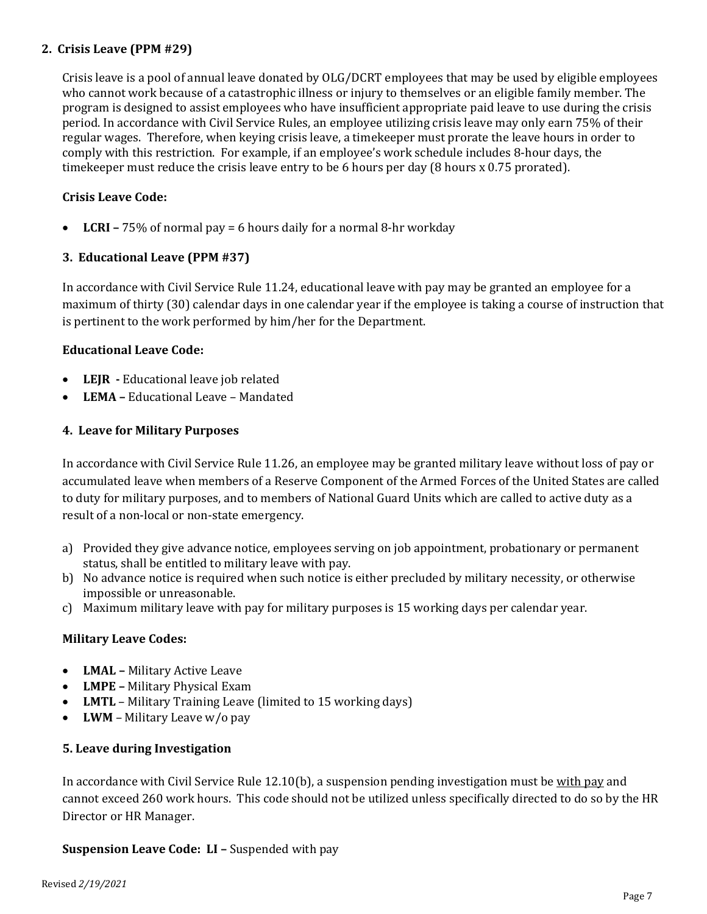## 2. Crisis Leave (PPM #29)

Crisis leave is a pool of annual leave donated by OLG/DCRT employees that may be used by eligible employees who cannot work because of a catastrophic illness or injury to themselves or an eligible family member. The program is designed to assist employees who have insufficient appropriate paid leave to use during the crisis period. In accordance with Civil Service Rules, an employee utilizing crisis leave may only earn 75% of their regular wages. Therefore, when keying crisis leave, a timekeeper must prorate the leave hours in order to comply with this restriction. For example, if an employee's work schedule includes 8-hour days, the timekeeper must reduce the crisis leave entry to be 6 hours per day (8 hours x 0.75 prorated).

**Crisis Leave Code:**

- **LCRI –** 75% of normal pay = 6 hours daily for a normal 8-hr workday

## 3. Educational Leave (PPM #37)

In accordance with Civil Service Rule 11.24, educational leave with pay may be granted an employee for a maximum of thirty (30) calendar days in one calendar year if the employee is taking a course of instruction that is pertinent to the work performed by him/her for the Department.

**Educational Leave Code:**

- **LEJR -** Educational leave job related
- **LEMA –** Educational Leave – Mandated

## 4. Leave for Military Purposes

In accordance with Civil Service Rule 11.26, an employee may be granted military leave without loss of pay or accumulated leave when members of a Reserve Component of the Armed Forces of the United States are called to duty for military purposes, and to members of National Guard Units which are called to active duty as a result of a non-local or non-state emergency.

a) Provided they give advance notice, employees serving on job appointment, probationary or permanent status, shall be entitled to military leave with pay.
b) No advance notice is required when such notice is either precluded by military necessity, or otherwise impossible or unreasonable.
c) Maximum military leave with pay for military purposes is 15 working days per calendar year.

**Military Leave Codes:**

- **LMAL –** Military Active Leave
- **LMPE –** Military Physical Exam
- **LMTL** – Military Training Leave (limited to 15 working days)
- **LWM** – Military Leave w/o pay

## 5. Leave during Investigation

In accordance with Civil Service Rule 12.10(b), a suspension pending investigation must be <u>with pay</u> and cannot exceed 260 work hours. This code should not be utilized unless specifically directed to do so by the HR Director or HR Manager.

**Suspension Leave Code: LI –** Suspended with pay

Revised *2/19/2021*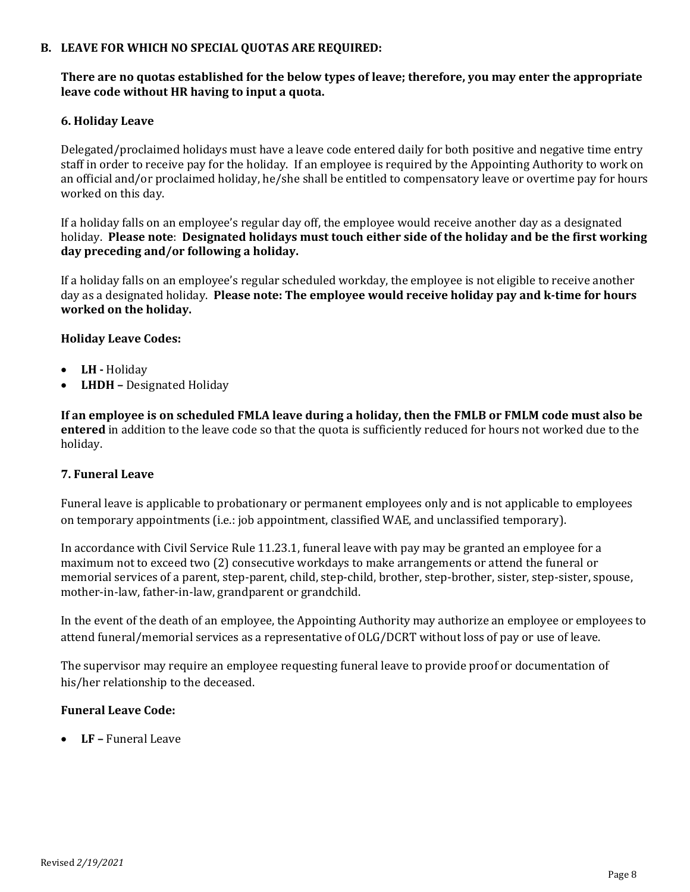## B. LEAVE FOR WHICH NO SPECIAL QUOTAS ARE REQUIRED:

**There are no quotas established for the below types of leave; therefore, you may enter the appropriate leave code without HR having to input a quota.**

### 6. Holiday Leave

Delegated/proclaimed holidays must have a leave code entered daily for both positive and negative time entry staff in order to receive pay for the holiday. If an employee is required by the Appointing Authority to work on an official and/or proclaimed holiday, he/she shall be entitled to compensatory leave or overtime pay for hours worked on this day.

If a holiday falls on an employee's regular day off, the employee would receive another day as a designated holiday. **Please note**: **Designated holidays must touch either side of the holiday and be the first working day preceding and/or following a holiday.**

If a holiday falls on an employee's regular scheduled workday, the employee is not eligible to receive another day as a designated holiday. **Please note: The employee would receive holiday pay and k-time for hours worked on the holiday.**

**Holiday Leave Codes:**

- **LH -** Holiday
- **LHDH –** Designated Holiday

**If an employee is on scheduled FMLA leave during a holiday, then the FMLB or FMLM code must also be entered** in addition to the leave code so that the quota is sufficiently reduced for hours not worked due to the holiday.

### 7. Funeral Leave

Funeral leave is applicable to probationary or permanent employees only and is not applicable to employees on temporary appointments (i.e.: job appointment, classified WAE, and unclassified temporary).

In accordance with Civil Service Rule 11.23.1, funeral leave with pay may be granted an employee for a maximum not to exceed two (2) consecutive workdays to make arrangements or attend the funeral or memorial services of a parent, step-parent, child, step-child, brother, step-brother, sister, step-sister, spouse, mother-in-law, father-in-law, grandparent or grandchild.

In the event of the death of an employee, the Appointing Authority may authorize an employee or employees to attend funeral/memorial services as a representative of OLG/DCRT without loss of pay or use of leave.

The supervisor may require an employee requesting funeral leave to provide proof or documentation of his/her relationship to the deceased.

**Funeral Leave Code:**

- **LF –** Funeral Leave

Revised *2/19/2021*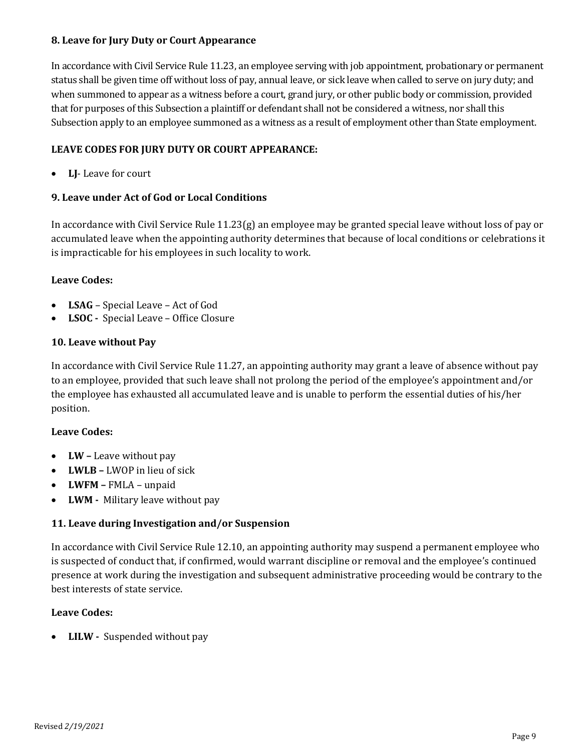### 8. Leave for Jury Duty or Court Appearance

In accordance with Civil Service Rule 11.23, an employee serving with job appointment, probationary or permanent status shall be given time off without loss of pay, annual leave, or sick leave when called to serve on jury duty; and when summoned to appear as a witness before a court, grand jury, or other public body or commission, provided that for purposes of this Subsection a plaintiff or defendant shall not be considered a witness, nor shall this Subsection apply to an employee summoned as a witness as a result of employment other than State employment.

**LEAVE CODES FOR JURY DUTY OR COURT APPEARANCE:**

- **LJ**- Leave for court

### 9. Leave under Act of God or Local Conditions

In accordance with Civil Service Rule 11.23(g) an employee may be granted special leave without loss of pay or accumulated leave when the appointing authority determines that because of local conditions or celebrations it is impracticable for his employees in such locality to work.

**Leave Codes:**

- **LSAG** – Special Leave – Act of God
- **LSOC -** Special Leave – Office Closure

### 10. Leave without Pay

In accordance with Civil Service Rule 11.27, an appointing authority may grant a leave of absence without pay to an employee, provided that such leave shall not prolong the period of the employee's appointment and/or the employee has exhausted all accumulated leave and is unable to perform the essential duties of his/her position.

**Leave Codes:**

- **LW –** Leave without pay
- **LWLB –** LWOP in lieu of sick
- **LWFM –** FMLA – unpaid
- **LWM -** Military leave without pay

### 11. Leave during Investigation and/or Suspension

In accordance with Civil Service Rule 12.10, an appointing authority may suspend a permanent employee who is suspected of conduct that, if confirmed, would warrant discipline or removal and the employee's continued presence at work during the investigation and subsequent administrative proceeding would be contrary to the best interests of state service.

**Leave Codes:**

- **LILW -** Suspended without pay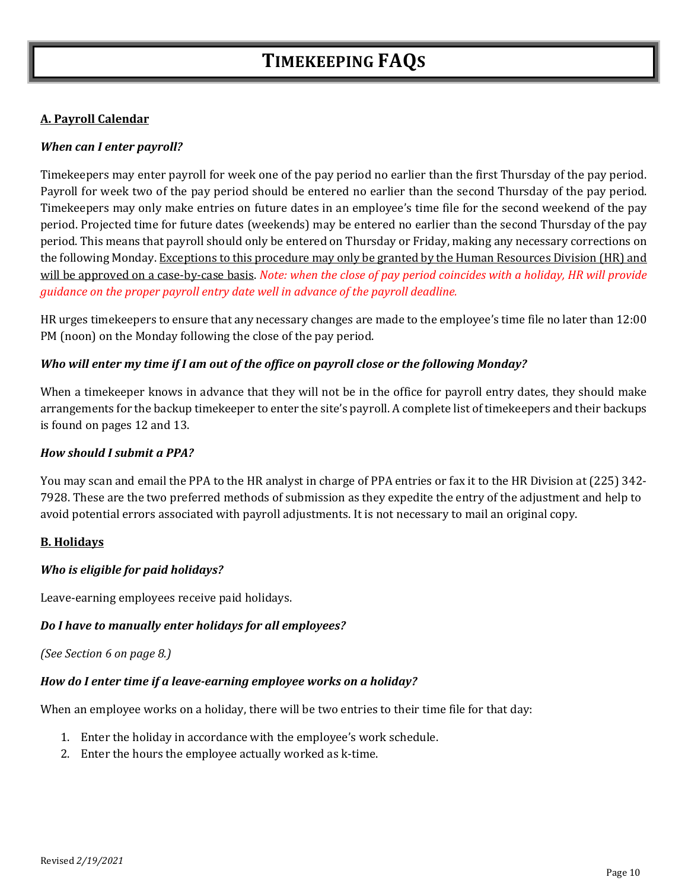# TIMEKEEPING FAQS

## A. Payroll Calendar

### *When can I enter payroll?*

Timekeepers may enter payroll for week one of the pay period no earlier than the first Thursday of the pay period. Payroll for week two of the pay period should be entered no earlier than the second Thursday of the pay period. Timekeepers may only make entries on future dates in an employee's time file for the second weekend of the pay period. Projected time for future dates (weekends) may be entered no earlier than the second Thursday of the pay period. This means that payroll should only be entered on Thursday or Friday, making any necessary corrections on the following Monday. <u>Exceptions to this procedure may only be granted by the Human Resources Division (HR) and will be approved on a case-by-case basis</u>. *Note: when the close of pay period coincides with a holiday, HR will provide guidance on the proper payroll entry date well in advance of the payroll deadline.*

HR urges timekeepers to ensure that any necessary changes are made to the employee's time file no later than 12:00 PM (noon) on the Monday following the close of the pay period.

### *Who will enter my time if I am out of the office on payroll close or the following Monday?*

When a timekeeper knows in advance that they will not be in the office for payroll entry dates, they should make arrangements for the backup timekeeper to enter the site's payroll. A complete list of timekeepers and their backups is found on pages 12 and 13.

### *How should I submit a PPA?*

You may scan and email the PPA to the HR analyst in charge of PPA entries or fax it to the HR Division at (225) 342-7928. These are the two preferred methods of submission as they expedite the entry of the adjustment and help to avoid potential errors associated with payroll adjustments. It is not necessary to mail an original copy.

## B. Holidays

### *Who is eligible for paid holidays?*

Leave-earning employees receive paid holidays.

### *Do I have to manually enter holidays for all employees?*

*(See Section 6 on page 8.)*

### *How do I enter time if a leave-earning employee works on a holiday?*

When an employee works on a holiday, there will be two entries to their time file for that day:

1. Enter the holiday in accordance with the employee's work schedule.
2. Enter the hours the employee actually worked as k-time.

Revised *2/19/2021*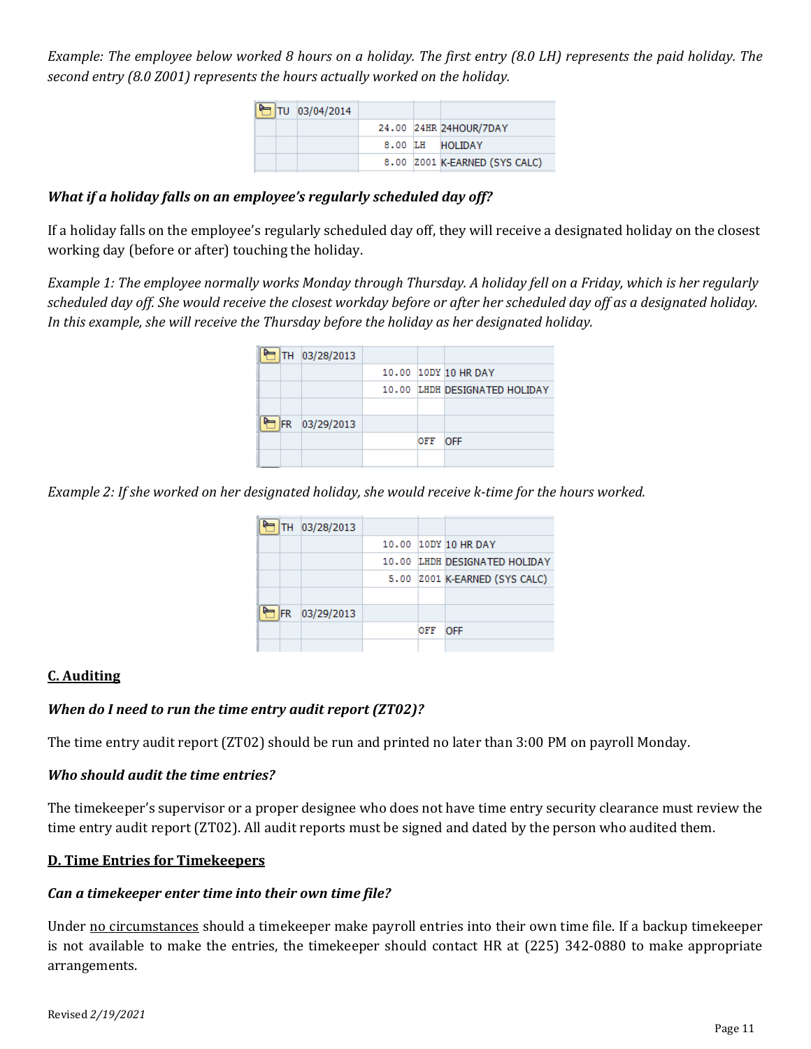*Example: The employee below worked 8 hours on a holiday. The first entry (8.0 LH) represents the paid holiday. The second entry (8.0 Z001) represents the hours actually worked on the holiday.*

| | Day | Date | Hours | Code | Description |
|---|---|---|---|---|---|
| | TU | 03/04/2014 | | | |
| | | | 24.00 | 24HR | 24HOUR/7DAY |
| | | | 8.00 | LH | HOLIDAY |
| | | | 8.00 | Z001 | K-EARNED (SYS CALC) |

### *What if a holiday falls on an employee's regularly scheduled day off?*

If a holiday falls on the employee's regularly scheduled day off, they will receive a designated holiday on the closest working day (before or after) touching the holiday.

*Example 1: The employee normally works Monday through Thursday. A holiday fell on a Friday, which is her regularly scheduled day off. She would receive the closest workday before or after her scheduled day off as a designated holiday. In this example, she will receive the Thursday before the holiday as her designated holiday.*

| | Day | Date | Hours | Code | Description |
|---|---|---|---|---|---|
| | TH | 03/28/2013 | | | |
| | | | 10.00 | 10DY | 10 HR DAY |
| | | | 10.00 | LHDH | DESIGNATED HOLIDAY |
| | FR | 03/29/2013 | | | |
| | | | | OFF | OFF |

*Example 2: If she worked on her designated holiday, she would receive k-time for the hours worked.*

| | Day | Date | Hours | Code | Description |
|---|---|---|---|---|---|
| | TH | 03/28/2013 | | | |
| | | | 10.00 | 10DY | 10 HR DAY |
| | | | 10.00 | LHDH | DESIGNATED HOLIDAY |
| | | | 5.00 | Z001 | K-EARNED (SYS CALC) |
| | FR | 03/29/2013 | | | |
| | | | | OFF | OFF |

## C. Auditing

### *When do I need to run the time entry audit report (ZT02)?*

The time entry audit report (ZT02) should be run and printed no later than 3:00 PM on payroll Monday.

### *Who should audit the time entries?*

The timekeeper's supervisor or a proper designee who does not have time entry security clearance must review the time entry audit report (ZT02). All audit reports must be signed and dated by the person who audited them.

## D. Time Entries for Timekeepers

### *Can a timekeeper enter time into their own time file?*

Under no circumstances should a timekeeper make payroll entries into their own time file. If a backup timekeeper is not available to make the entries, the timekeeper should contact HR at (225) 342-0880 to make appropriate arrangements.

Revised *2/19/2021*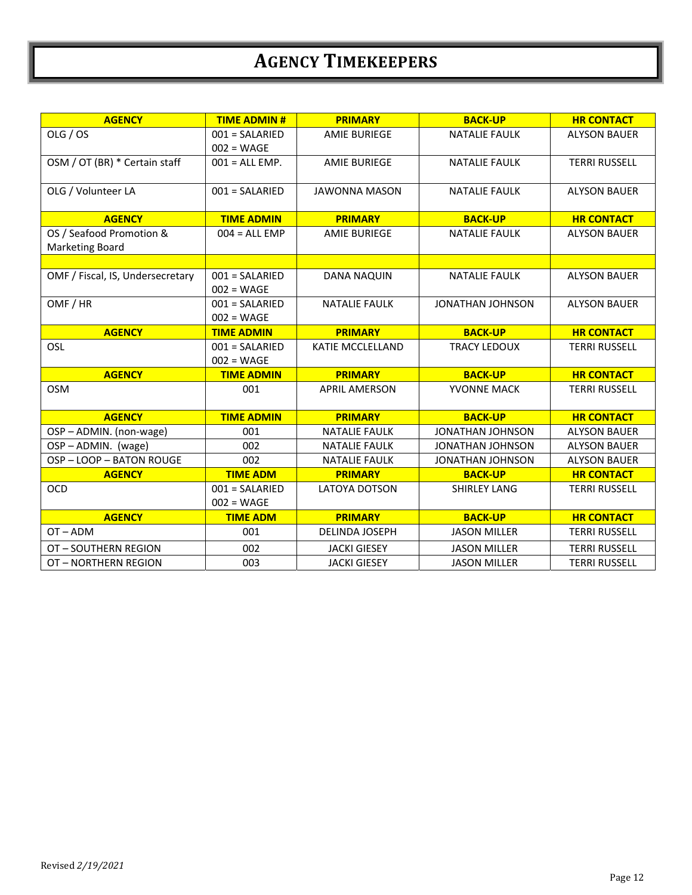# AGENCY TIMEKEEPERS

| AGENCY | TIME ADMIN # | PRIMARY | BACK-UP | HR CONTACT |
|---|---|---|---|---|
| OLG / OS | 001 = SALARIED<br>002 = WAGE | AMIE BURIEGE | NATALIE FAULK | ALYSON BAUER |
| OSM / OT (BR) * Certain staff | 001 = ALL EMP. | AMIE BURIEGE | NATALIE FAULK | TERRI RUSSELL |
| OLG / Volunteer LA | 001 = SALARIED | JAWONNA MASON | NATALIE FAULK | ALYSON BAUER |
| **AGENCY** | **TIME ADMIN** | **PRIMARY** | **BACK-UP** | **HR CONTACT** |
| OS / Seafood Promotion & Marketing Board | 004 = ALL EMP | AMIE BURIEGE | NATALIE FAULK | ALYSON BAUER |
| | | | | |
| OMF / Fiscal, IS, Undersecretary | 001 = SALARIED<br>002 = WAGE | DANA NAQUIN | NATALIE FAULK | ALYSON BAUER |
| OMF / HR | 001 = SALARIED<br>002 = WAGE | NATALIE FAULK | JONATHAN JOHNSON | ALYSON BAUER |
| **AGENCY** | **TIME ADMIN** | **PRIMARY** | **BACK-UP** | **HR CONTACT** |
| OSL | 001 = SALARIED<br>002 = WAGE | KATIE MCCLELLAND | TRACY LEDOUX | TERRI RUSSELL |
| **AGENCY** | **TIME ADMIN** | **PRIMARY** | **BACK-UP** | **HR CONTACT** |
| OSM | 001 | APRIL AMERSON | YVONNE MACK | TERRI RUSSELL |
| **AGENCY** | **TIME ADMIN** | **PRIMARY** | **BACK-UP** | **HR CONTACT** |
| OSP – ADMIN. (non-wage) | 001 | NATALIE FAULK | JONATHAN JOHNSON | ALYSON BAUER |
| OSP – ADMIN. (wage) | 002 | NATALIE FAULK | JONATHAN JOHNSON | ALYSON BAUER |
| OSP – LOOP – BATON ROUGE | 002 | NATALIE FAULK | JONATHAN JOHNSON | ALYSON BAUER |
| **AGENCY** | **TIME ADM** | **PRIMARY** | **BACK-UP** | **HR CONTACT** |
| OCD | 001 = SALARIED<br>002 = WAGE | LATOYA DOTSON | SHIRLEY LANG | TERRI RUSSELL |
| **AGENCY** | **TIME ADM** | **PRIMARY** | **BACK-UP** | **HR CONTACT** |
| OT – ADM | 001 | DELINDA JOSEPH | JASON MILLER | TERRI RUSSELL |
| OT – SOUTHERN REGION | 002 | JACKI GIESEY | JASON MILLER | TERRI RUSSELL |
| OT – NORTHERN REGION | 003 | JACKI GIESEY | JASON MILLER | TERRI RUSSELL |

Revised *2/19/2021*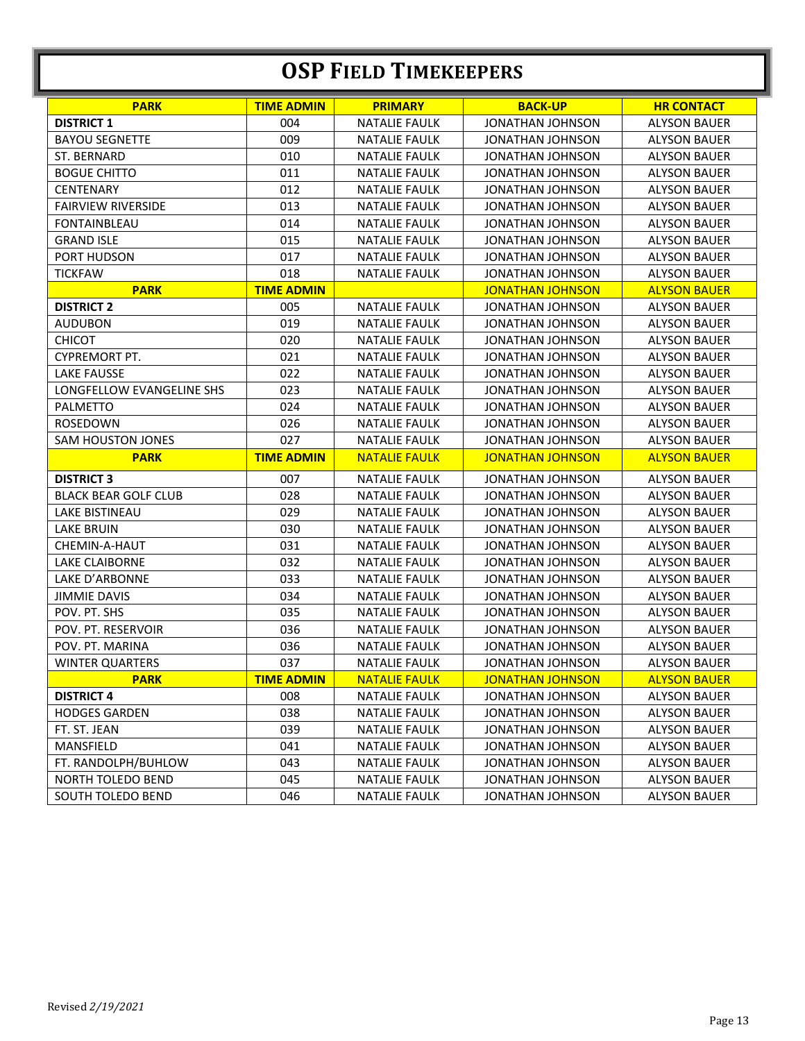# OSP FIELD TIMEKEEPERS

| PARK | TIME ADMIN | PRIMARY | BACK-UP | HR CONTACT |
|---|---|---|---|---|
| **DISTRICT 1** | 004 | NATALIE FAULK | JONATHAN JOHNSON | ALYSON BAUER |
| BAYOU SEGNETTE | 009 | NATALIE FAULK | JONATHAN JOHNSON | ALYSON BAUER |
| ST. BERNARD | 010 | NATALIE FAULK | JONATHAN JOHNSON | ALYSON BAUER |
| BOGUE CHITTO | 011 | NATALIE FAULK | JONATHAN JOHNSON | ALYSON BAUER |
| CENTENARY | 012 | NATALIE FAULK | JONATHAN JOHNSON | ALYSON BAUER |
| FAIRVIEW RIVERSIDE | 013 | NATALIE FAULK | JONATHAN JOHNSON | ALYSON BAUER |
| FONTAINBLEAU | 014 | NATALIE FAULK | JONATHAN JOHNSON | ALYSON BAUER |
| GRAND ISLE | 015 | NATALIE FAULK | JONATHAN JOHNSON | ALYSON BAUER |
| PORT HUDSON | 017 | NATALIE FAULK | JONATHAN JOHNSON | ALYSON BAUER |
| TICKFAW | 018 | NATALIE FAULK | JONATHAN JOHNSON | ALYSON BAUER |
| **PARK** | **TIME ADMIN** | | **JONATHAN JOHNSON** | **ALYSON BAUER** |
| **DISTRICT 2** | 005 | NATALIE FAULK | JONATHAN JOHNSON | ALYSON BAUER |
| AUDUBON | 019 | NATALIE FAULK | JONATHAN JOHNSON | ALYSON BAUER |
| CHICOT | 020 | NATALIE FAULK | JONATHAN JOHNSON | ALYSON BAUER |
| CYPREMORT PT. | 021 | NATALIE FAULK | JONATHAN JOHNSON | ALYSON BAUER |
| LAKE FAUSSE | 022 | NATALIE FAULK | JONATHAN JOHNSON | ALYSON BAUER |
| LONGFELLOW EVANGELINE SHS | 023 | NATALIE FAULK | JONATHAN JOHNSON | ALYSON BAUER |
| PALMETTO | 024 | NATALIE FAULK | JONATHAN JOHNSON | ALYSON BAUER |
| ROSEDOWN | 026 | NATALIE FAULK | JONATHAN JOHNSON | ALYSON BAUER |
| SAM HOUSTON JONES | 027 | NATALIE FAULK | JONATHAN JOHNSON | ALYSON BAUER |
| **PARK** | **TIME ADMIN** | **NATALIE FAULK** | **JONATHAN JOHNSON** | **ALYSON BAUER** |
| **DISTRICT 3** | 007 | NATALIE FAULK | JONATHAN JOHNSON | ALYSON BAUER |
| BLACK BEAR GOLF CLUB | 028 | NATALIE FAULK | JONATHAN JOHNSON | ALYSON BAUER |
| LAKE BISTINEAU | 029 | NATALIE FAULK | JONATHAN JOHNSON | ALYSON BAUER |
| LAKE BRUIN | 030 | NATALIE FAULK | JONATHAN JOHNSON | ALYSON BAUER |
| CHEMIN-A-HAUT | 031 | NATALIE FAULK | JONATHAN JOHNSON | ALYSON BAUER |
| LAKE CLAIBORNE | 032 | NATALIE FAULK | JONATHAN JOHNSON | ALYSON BAUER |
| LAKE D'ARBONNE | 033 | NATALIE FAULK | JONATHAN JOHNSON | ALYSON BAUER |
| JIMMIE DAVIS | 034 | NATALIE FAULK | JONATHAN JOHNSON | ALYSON BAUER |
| POV. PT. SHS | 035 | NATALIE FAULK | JONATHAN JOHNSON | ALYSON BAUER |
| POV. PT. RESERVOIR | 036 | NATALIE FAULK | JONATHAN JOHNSON | ALYSON BAUER |
| POV. PT. MARINA | 036 | NATALIE FAULK | JONATHAN JOHNSON | ALYSON BAUER |
| WINTER QUARTERS | 037 | NATALIE FAULK | JONATHAN JOHNSON | ALYSON BAUER |
| **PARK** | **TIME ADMIN** | **NATALIE FAULK** | **JONATHAN JOHNSON** | **ALYSON BAUER** |
| **DISTRICT 4** | 008 | NATALIE FAULK | JONATHAN JOHNSON | ALYSON BAUER |
| HODGES GARDEN | 038 | NATALIE FAULK | JONATHAN JOHNSON | ALYSON BAUER |
| FT. ST. JEAN | 039 | NATALIE FAULK | JONATHAN JOHNSON | ALYSON BAUER |
| MANSFIELD | 041 | NATALIE FAULK | JONATHAN JOHNSON | ALYSON BAUER |
| FT. RANDOLPH/BUHLOW | 043 | NATALIE FAULK | JONATHAN JOHNSON | ALYSON BAUER |
| NORTH TOLEDO BEND | 045 | NATALIE FAULK | JONATHAN JOHNSON | ALYSON BAUER |
| SOUTH TOLEDO BEND | 046 | NATALIE FAULK | JONATHAN JOHNSON | ALYSON BAUER |

Revised *2/19/2021*